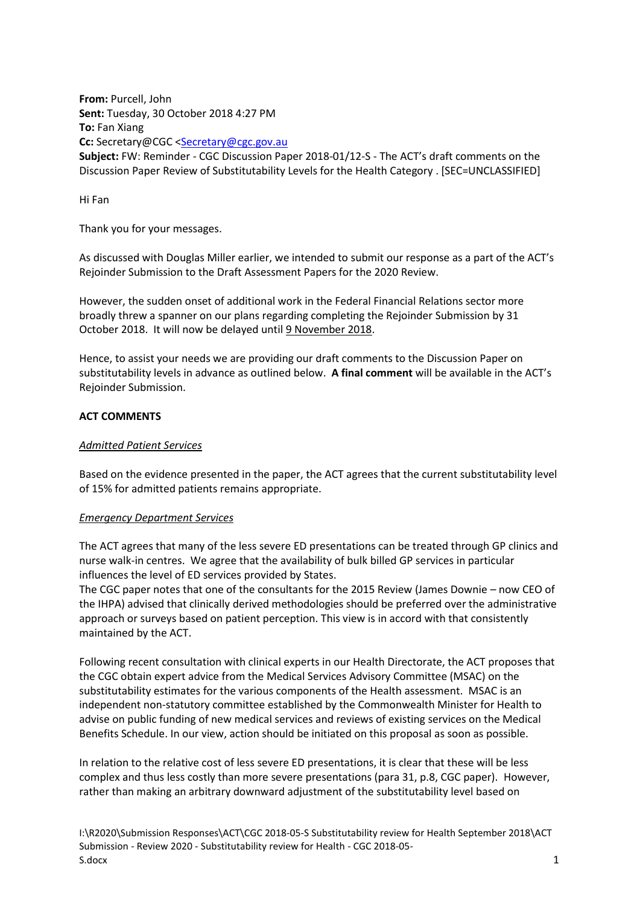**From:** Purcell, John
**Sent:** Tuesday, 30 October 2018 4:27 PM
**To:** Fan Xiang
**Cc:** Secretary@CGC <Secretary@cgc.gov.au>
**Subject:** FW: Reminder - CGC Discussion Paper 2018-01/12-S - The ACT's draft comments on the Discussion Paper Review of Substitutability Levels for the Health Category . [SEC=UNCLASSIFIED]

Hi Fan

Thank you for your messages.

As discussed with Douglas Miller earlier, we intended to submit our response as a part of the ACT's Rejoinder Submission to the Draft Assessment Papers for the 2020 Review.

However, the sudden onset of additional work in the Federal Financial Relations sector more broadly threw a spanner on our plans regarding completing the Rejoinder Submission by 31 October 2018. It will now be delayed until 9 November 2018.

Hence, to assist your needs we are providing our draft comments to the Discussion Paper on substitutability levels in advance as outlined below. **A final comment** will be available in the ACT's Rejoinder Submission.

**ACT COMMENTS**

*Admitted Patient Services*

Based on the evidence presented in the paper, the ACT agrees that the current substitutability level of 15% for admitted patients remains appropriate.

*Emergency Department Services*

The ACT agrees that many of the less severe ED presentations can be treated through GP clinics and nurse walk-in centres. We agree that the availability of bulk billed GP services in particular influences the level of ED services provided by States.

The CGC paper notes that one of the consultants for the 2015 Review (James Downie – now CEO of the IHPA) advised that clinically derived methodologies should be preferred over the administrative approach or surveys based on patient perception. This view is in accord with that consistently maintained by the ACT.

Following recent consultation with clinical experts in our Health Directorate, the ACT proposes that the CGC obtain expert advice from the Medical Services Advisory Committee (MSAC) on the substitutability estimates for the various components of the Health assessment. MSAC is an independent non-statutory committee established by the Commonwealth Minister for Health to advise on public funding of new medical services and reviews of existing services on the Medical Benefits Schedule. In our view, action should be initiated on this proposal as soon as possible.

In relation to the relative cost of less severe ED presentations, it is clear that these will be less complex and thus less costly than more severe presentations (para 31, p.8, CGC paper). However, rather than making an arbitrary downward adjustment of the substitutability level based on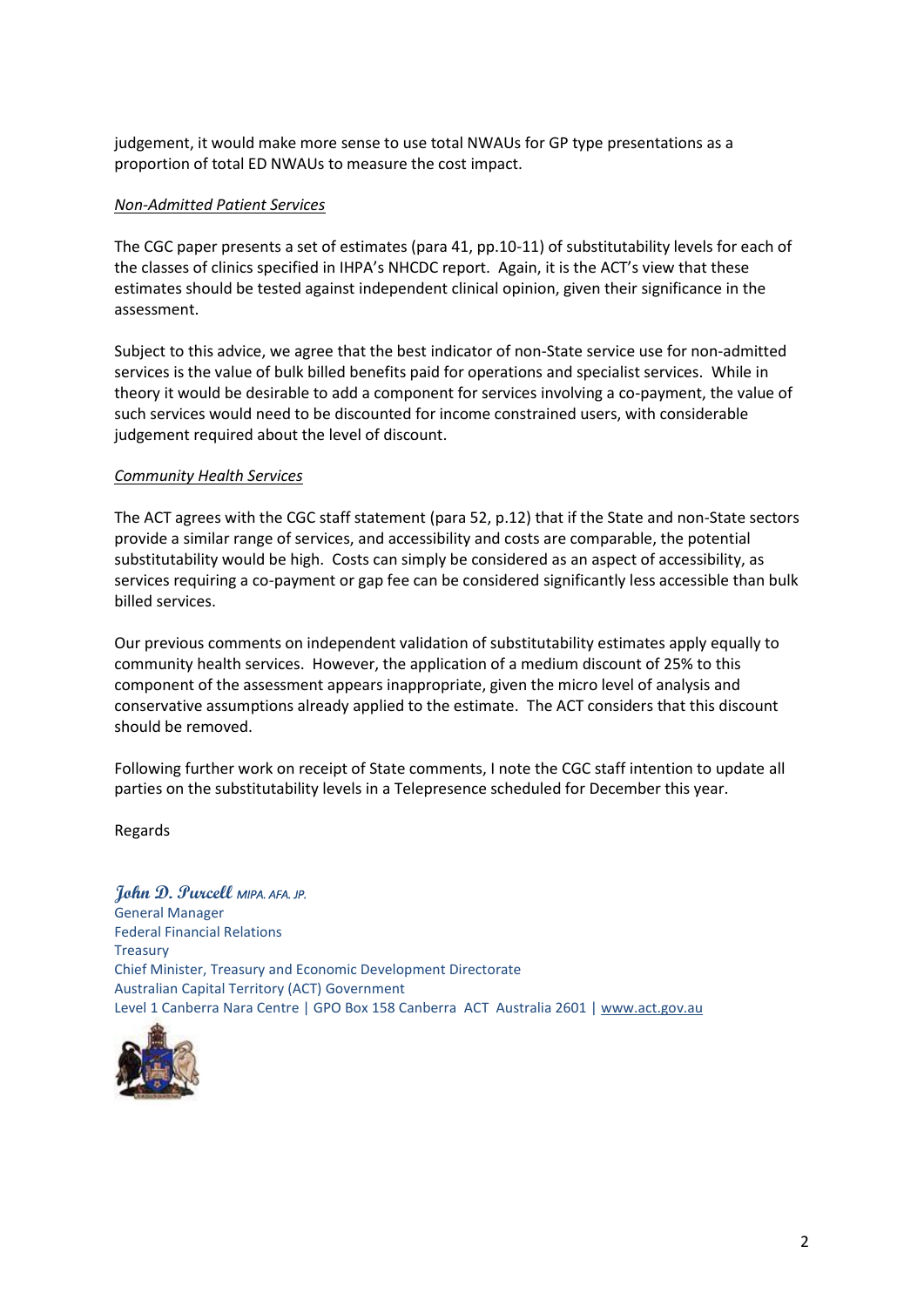judgement, it would make more sense to use total NWAUs for GP type presentations as a proportion of total ED NWAUs to measure the cost impact.

*Non-Admitted Patient Services*

The CGC paper presents a set of estimates (para 41, pp.10-11) of substitutability levels for each of the classes of clinics specified in IHPA's NHCDC report. Again, it is the ACT's view that these estimates should be tested against independent clinical opinion, given their significance in the assessment.

Subject to this advice, we agree that the best indicator of non-State service use for non-admitted services is the value of bulk billed benefits paid for operations and specialist services. While in theory it would be desirable to add a component for services involving a co-payment, the value of such services would need to be discounted for income constrained users, with considerable judgement required about the level of discount.

*Community Health Services*

The ACT agrees with the CGC staff statement (para 52, p.12) that if the State and non-State sectors provide a similar range of services, and accessibility and costs are comparable, the potential substitutability would be high. Costs can simply be considered as an aspect of accessibility, as services requiring a co-payment or gap fee can be considered significantly less accessible than bulk billed services.

Our previous comments on independent validation of substitutability estimates apply equally to community health services. However, the application of a medium discount of 25% to this component of the assessment appears inappropriate, given the micro level of analysis and conservative assumptions already applied to the estimate. The ACT considers that this discount should be removed.

Following further work on receipt of State comments, I note the CGC staff intention to update all parties on the substitutability levels in a Telepresence scheduled for December this year.

Regards

**John D. Purcell** *MIPA. AFA. JP.*
General Manager
Federal Financial Relations
Treasury
Chief Minister, Treasury and Economic Development Directorate
Australian Capital Territory (ACT) Government
Level 1 Canberra Nara Centre | GPO Box 158 Canberra ACT Australia 2601 | www.act.gov.au